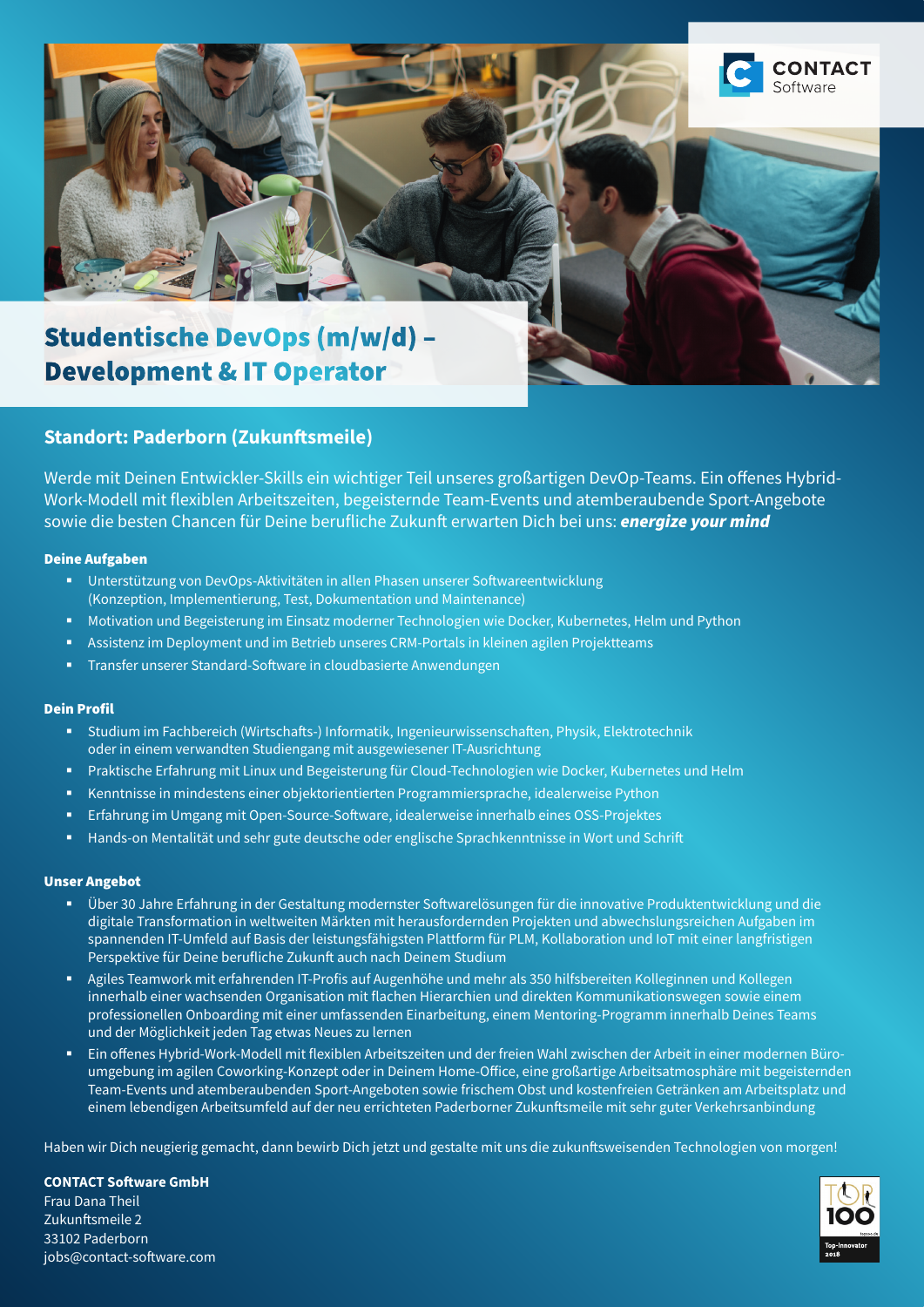# Studentische DevOps (m/w/d) – Development & IT Operator

## Standort: Paderborn (Zukunftsmeile)

Werde mit Deinen Entwickler-Skills ein wichtiger Teil unseres großartigen DevOp-Teams. Ein offenes Hybrid-Work-Modell mit flexiblen Arbeitszeiten, begeisternde Team-Events und atemberaubende Sport-Angebote sowie die besten Chancen für Deine berufliche Zukunft erwarten Dich bei uns: ***energize your mind***

**Deine Aufgaben**

- Unterstützung von DevOps-Aktivitäten in allen Phasen unserer Softwareentwicklung (Konzeption, Implementierung, Test, Dokumentation und Maintenance)
- Motivation und Begeisterung im Einsatz moderner Technologien wie Docker, Kubernetes, Helm und Python
- Assistenz im Deployment und im Betrieb unseres CRM-Portals in kleinen agilen Projektteams
- Transfer unserer Standard-Software in cloudbasierte Anwendungen

**Dein Profil**

- Studium im Fachbereich (Wirtschafts-) Informatik, Ingenieurwissenschaften, Physik, Elektrotechnik oder in einem verwandten Studiengang mit ausgewiesener IT-Ausrichtung
- Praktische Erfahrung mit Linux und Begeisterung für Cloud-Technologien wie Docker, Kubernetes und Helm
- Kenntnisse in mindestens einer objektorientierten Programmiersprache, idealerweise Python
- Erfahrung im Umgang mit Open-Source-Software, idealerweise innerhalb eines OSS-Projektes
- Hands-on Mentalität und sehr gute deutsche oder englische Sprachkenntnisse in Wort und Schrift

**Unser Angebot**

- Über 30 Jahre Erfahrung in der Gestaltung modernster Softwarelösungen für die innovative Produktentwicklung und die digitale Transformation in weltweiten Märkten mit herausfordernden Projekten und abwechslungsreichen Aufgaben im spannenden IT-Umfeld auf Basis der leistungsfähigsten Plattform für PLM, Kollaboration und IoT mit einer langfristigen Perspektive für Deine berufliche Zukunft auch nach Deinem Studium
- Agiles Teamwork mit erfahrenden IT-Profis auf Augenhöhe und mehr als 350 hilfsbereiten Kolleginnen und Kollegen innerhalb einer wachsenden Organisation mit flachen Hierarchien und direkten Kommunikationswegen sowie einem professionellen Onboarding mit einer umfassenden Einarbeitung, einem Mentoring-Programm innerhalb Deines Teams und der Möglichkeit jeden Tag etwas Neues zu lernen
- Ein offenes Hybrid-Work-Modell mit flexiblen Arbeitszeiten und der freien Wahl zwischen der Arbeit in einer modernen Büroumgebung im agilen Coworking-Konzept oder in Deinem Home-Office, eine großartige Arbeitsatmosphäre mit begeisternden Team-Events und atemberaubenden Sport-Angeboten sowie frischem Obst und kostenfreien Getränken am Arbeitsplatz und einem lebendigen Arbeitsumfeld auf der neu errichteten Paderborner Zukunftsmeile mit sehr guter Verkehrsanbindung

Haben wir Dich neugierig gemacht, dann bewirb Dich jetzt und gestalte mit uns die zukunftsweisenden Technologien von morgen!

**CONTACT Software GmbH**
Frau Dana Theil
Zukunftsmeile 2
33102 Paderborn
jobs@contact-software.com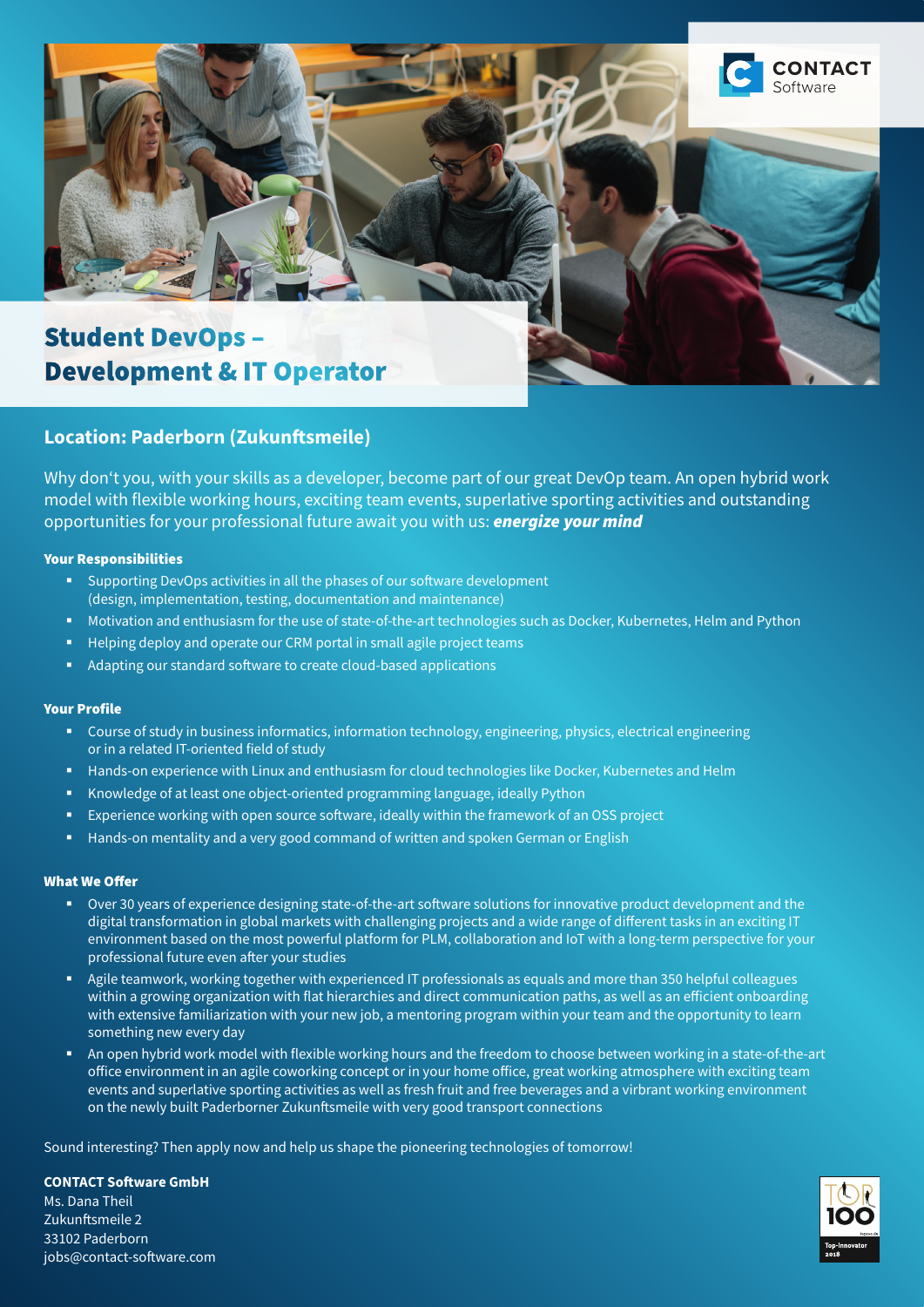CONTACT Software

# Student DevOps – Development & IT Operator

## Location: Paderborn (Zukunftsmeile)

Why don't you, with your skills as a developer, become part of our great DevOp team. An open hybrid work model with flexible working hours, exciting team events, superlative sporting activities and outstanding opportunities for your professional future await you with us: ***energize your mind***

### Your Responsibilities

- Supporting DevOps activities in all the phases of our software development (design, implementation, testing, documentation and maintenance)
- Motivation and enthusiasm for the use of state-of-the-art technologies such as Docker, Kubernetes, Helm and Python
- Helping deploy and operate our CRM portal in small agile project teams
- Adapting our standard software to create cloud-based applications

### Your Profile

- Course of study in business informatics, information technology, engineering, physics, electrical engineering or in a related IT-oriented field of study
- Hands-on experience with Linux and enthusiasm for cloud technologies like Docker, Kubernetes and Helm
- Knowledge of at least one object-oriented programming language, ideally Python
- Experience working with open source software, ideally within the framework of an OSS project
- Hands-on mentality and a very good command of written and spoken German or English

### What We Offer

- Over 30 years of experience designing state-of-the-art software solutions for innovative product development and the digital transformation in global markets with challenging projects and a wide range of different tasks in an exciting IT environment based on the most powerful platform for PLM, collaboration and IoT with a long-term perspective for your professional future even after your studies
- Agile teamwork, working together with experienced IT professionals as equals and more than 350 helpful colleagues within a growing organization with flat hierarchies and direct communication paths, as well as an efficient onboarding with extensive familiarization with your new job, a mentoring program within your team and the opportunity to learn something new every day
- An open hybrid work model with flexible working hours and the freedom to choose between working in a state-of-the-art office environment in an agile coworking concept or in your home office, great working atmosphere with exciting team events and superlative sporting activities as well as fresh fruit and free beverages and a virbrant working environment on the newly built Paderborner Zukunftsmeile with very good transport connections

Sound interesting? Then apply now and help us shape the pioneering technologies of tomorrow!

**CONTACT Software GmbH**
Ms. Dana Theil
Zukunftsmeile 2
33102 Paderborn
jobs@contact-software.com

TOP 100
Top-Innovator 2018